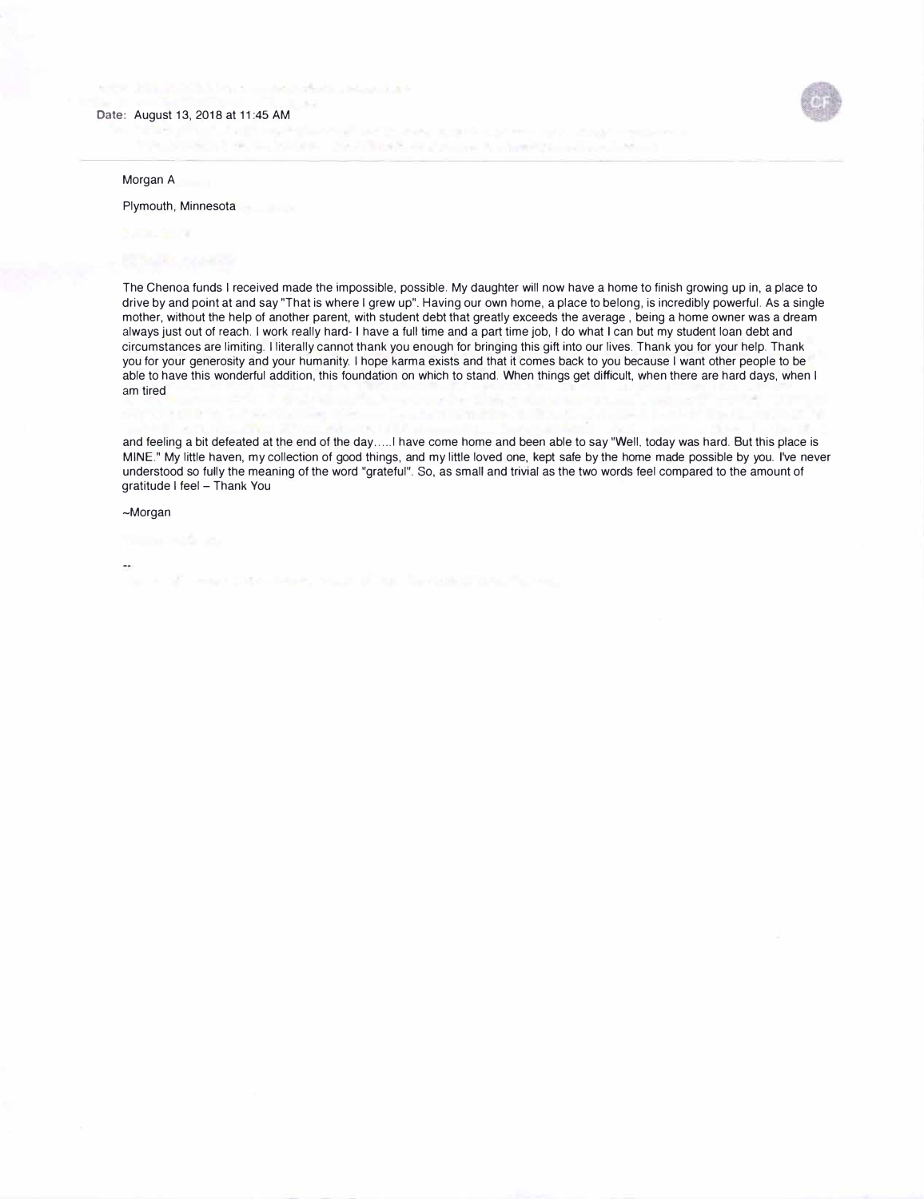Date: August 13, 2018 at 11:45 AM

Morgan A

Plymouth, Minnesota

The Chenoa funds I received made the impossible, possible. My daughter will now have a home to finish growing up in, a place to drive by and point at and say "That is where I grew up". Having our own home, a place to belong, is incredibly powerful. As a single mother, without the help of another parent, with student debt that greatly exceeds the average , being a home owner was a dream always just out of reach. I work really hard- I have a full time and a part time job, I do what I can but my student loan debt and circumstances are limiting. I literally cannot thank you enough for bringing this gift into our lives. Thank you for your help. Thank you for your generosity and your humanity. I hope karma exists and that it comes back to you because I want other people to be able to have this wonderful addition, this foundation on which to stand. When things get difficult, when there are hard days, when I am tired

and feeling a bit defeated at the end of the day.....I have come home and been able to say "Well, today was hard. But this place is MINE." My little haven, my collection of good things, and my little loved one, kept safe by the home made possible by you. I've never understood so fully the meaning of the word "grateful". So, as small and trivial as the two words feel compared to the amount of gratitude I feel – Thank You

~Morgan

--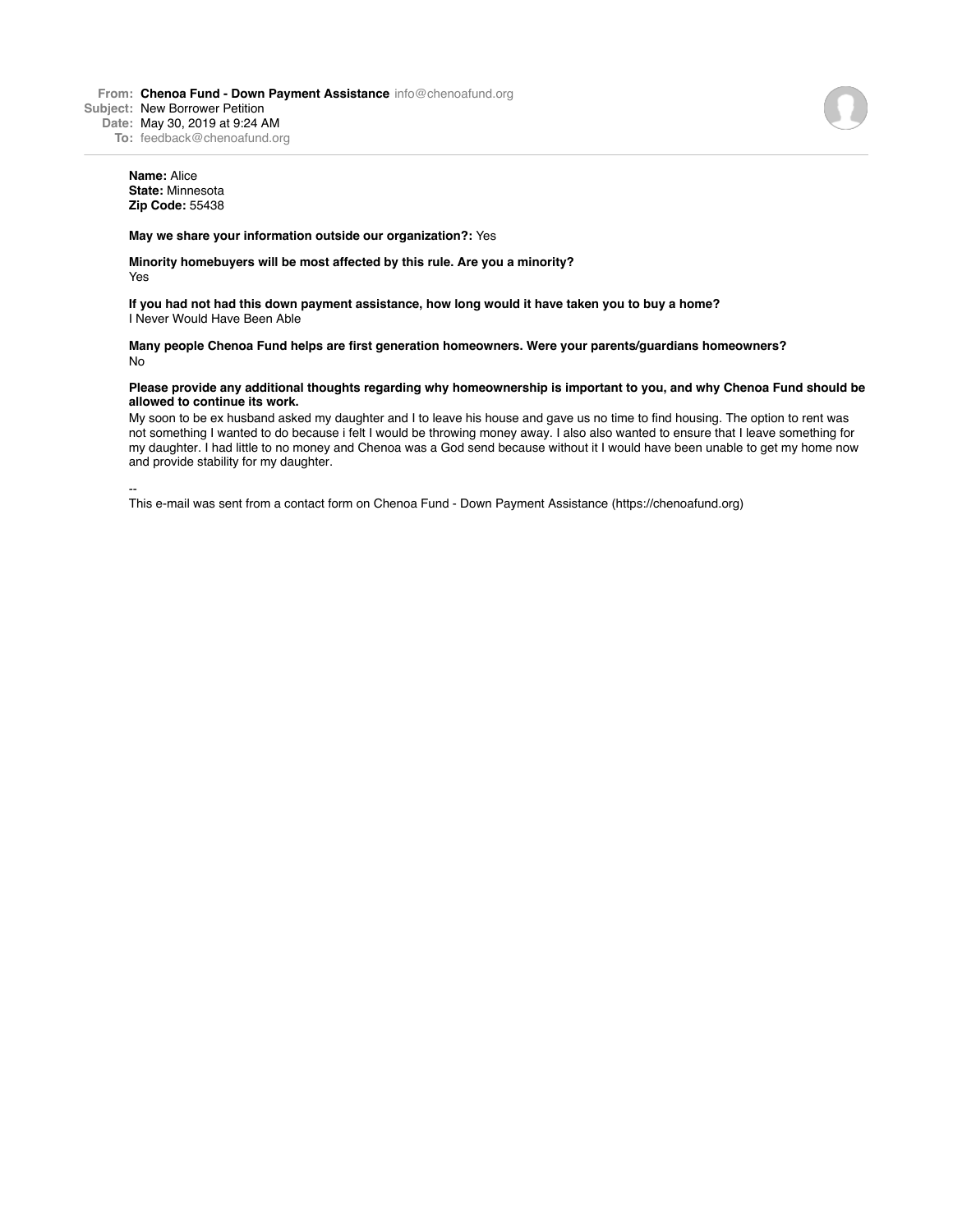**From:** **Chenoa Fund - Down Payment Assistance** info@chenoafund.org
**Subject:** New Borrower Petition
**Date:** May 30, 2019 at 9:24 AM
**To:** feedback@chenoafund.org

**Name:** Alice
**State:** Minnesota
**Zip Code:** 55438

**May we share your information outside our organization?:** Yes

**Minority homebuyers will be most affected by this rule. Are you a minority?**
Yes

**If you had not had this down payment assistance, how long would it have taken you to buy a home?**
I Never Would Have Been Able

**Many people Chenoa Fund helps are first generation homeowners. Were your parents/guardians homeowners?**
No

**Please provide any additional thoughts regarding why homeownership is important to you, and why Chenoa Fund should be allowed to continue its work.**
My soon to be ex husband asked my daughter and I to leave his house and gave us no time to find housing. The option to rent was not something I wanted to do because i felt I would be throwing money away. I also also wanted to ensure that I leave something for my daughter. I had little to no money and Chenoa was a God send because without it I would have been unable to get my home now and provide stability for my daughter.

--
This e-mail was sent from a contact form on Chenoa Fund - Down Payment Assistance (https://chenoafund.org)